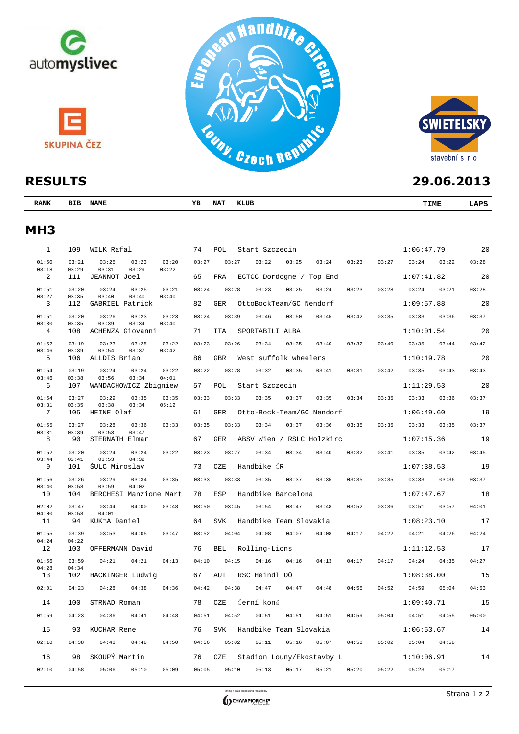## RESULTS

29.06.2013

| RANK | BIB | NAME | YB | NAT | KLUB | TIME | LAPS |
|---|---|---|---|---|---|---|---|

## MH3

| RANK | BIB | NAME | YB | NAT | KLUB | TIME | LAPS |
|---|---|---|---|---|---|---|---|
| 1 | 109 | WILK Rafal | 74 | POL | Start Szczecin | 1:06:47.79 | 20 |
| | | 01:50 03:21 03:25 03:23 03:20 03:27 03:27 03:22 03:25 03:24 03:23 03:27 03:24 03:22 03:28 03:18 03:29 03:31 03:29 03:22 | | | | | |
| 2 | 111 | JEANNOT Joel | 65 | FRA | ECTCC Dordogne / Top End | 1:07:41.82 | 20 |
| | | 01:51 03:20 03:24 03:25 03:21 03:24 03:28 03:23 03:25 03:24 03:23 03:28 03:24 03:21 03:28 03:27 03:35 03:40 03:40 03:40 | | | | | |
| 3 | 112 | GABRIEL Patrick | 82 | GER | OttoBockTeam/GC Nendorf | 1:09:57.88 | 20 |
| | | 01:51 03:20 03:26 03:23 03:23 03:24 03:39 03:46 03:50 03:45 03:42 03:35 03:33 03:36 03:37 03:30 03:35 03:39 03:34 03:40 | | | | | |
| 4 | 108 | ACHENZA Giovanni | 71 | ITA | SPORTABILI ALBA | 1:10:01.54 | 20 |
| | | 01:52 03:19 03:23 03:25 03:22 03:23 03:26 03:34 03:35 03:40 03:32 03:40 03:35 03:44 03:42 03:46 03:39 03:54 03:37 03:42 | | | | | |
| 5 | 106 | ALLDIS Brian | 86 | GBR | West suffolk wheelers | 1:10:19.78 | 20 |
| | | 01:54 03:19 03:24 03:24 03:22 03:22 03:28 03:32 03:35 03:41 03:31 03:42 03:35 03:43 03:43 03:46 03:38 03:56 03:34 04:01 | | | | | |
| 6 | 107 | WANDACHOWICZ Zbigniew | 57 | POL | Start Szczecin | 1:11:29.53 | 20 |
| | | 01:54 03:27 03:29 03:35 03:35 03:33 03:33 03:35 03:37 03:35 03:34 03:35 03:33 03:36 03:37 03:31 03:35 03:38 03:34 05:12 | | | | | |
| 7 | 105 | HEINE Olaf | 61 | GER | Otto-Bock-Team/GC Nendorf | 1:06:49.60 | 19 |
| | | 01:55 03:27 03:28 03:36 03:33 03:35 03:33 03:34 03:37 03:36 03:35 03:35 03:33 03:35 03:37 03:31 03:39 03:53 03:47 | | | | | |
| 8 | 90 | STERNATH Elmar | 67 | GER | ABSV Wien / RSLC Holzkirc | 1:07:15.36 | 19 |
| | | 01:52 03:20 03:24 03:24 03:22 03:23 03:27 03:34 03:34 03:40 03:32 03:41 03:35 03:42 03:45 03:44 03:41 03:53 04:32 | | | | | |
| 9 | 101 | ŠULC Miroslav | 73 | CZE | Handbike ČR | 1:07:38.53 | 19 |
| | | 01:56 03:26 03:29 03:34 03:35 03:33 03:33 03:35 03:37 03:35 03:35 03:35 03:33 03:36 03:37 03:40 03:58 03:59 04:02 | | | | | |
| 10 | 104 | BERCHESI Manzione Mart | 78 | ESP | Handbike Barcelona | 1:07:47.67 | 18 |
| | | 02:02 03:47 03:44 04:00 03:48 03:50 03:45 03:54 03:47 03:48 03:52 03:36 03:51 03:57 04:01 04:00 03:58 04:01 | | | | | |
| 11 | 94 | KUKĽA Daniel | 64 | SVK | Handbike Team Slovakia | 1:08:23.10 | 17 |
| | | 01:55 03:39 03:53 04:05 03:47 03:52 04:04 04:08 04:07 04:08 04:17 04:22 04:21 04:26 04:24 04:24 04:22 | | | | | |
| 12 | 103 | OFFERMANN David | 76 | BEL | Rolling-Lions | 1:11:12.53 | 17 |
| | | 01:56 03:59 04:21 04:21 04:13 04:10 04:15 04:16 04:16 04:13 04:17 04:17 04:24 04:35 04:27 04:28 04:34 | | | | | |
| 13 | 102 | HACKINGER Ludwig | 67 | AUT | RSC Heindl OÖ | 1:08:38.00 | 15 |
| | | 02:01 04:23 04:28 04:38 04:36 04:42 04:38 04:47 04:47 04:48 04:55 04:52 04:59 05:04 04:53 | | | | | |
| 14 | 100 | STRNAD Roman | 78 | CZE | Černí koně | 1:09:40.71 | 15 |
| | | 01:59 04:23 04:36 04:41 04:48 04:51 04:52 04:51 04:51 04:51 04:59 05:04 04:51 04:55 05:00 | | | | | |
| 15 | 93 | KUCHAR Rene | 76 | SVK | Handbike Team Slovakia | 1:06:53.67 | 14 |
| | | 02:10 04:38 04:48 04:48 04:50 04:56 05:02 05:11 05:16 05:07 04:58 05:02 05:04 04:58 | | | | | |
| 16 | 98 | SKOUPÝ Martin | 76 | CZE | Stadion Louny/Ekostavby L | 1:10:06.91 | 14 |
| | | 02:10 04:58 05:06 05:10 05:09 05:05 05:10 05:13 05:17 05:21 05:20 05:22 05:23 05:17 | | | | | |

timing + data processing realized by CHAMPIONCHIP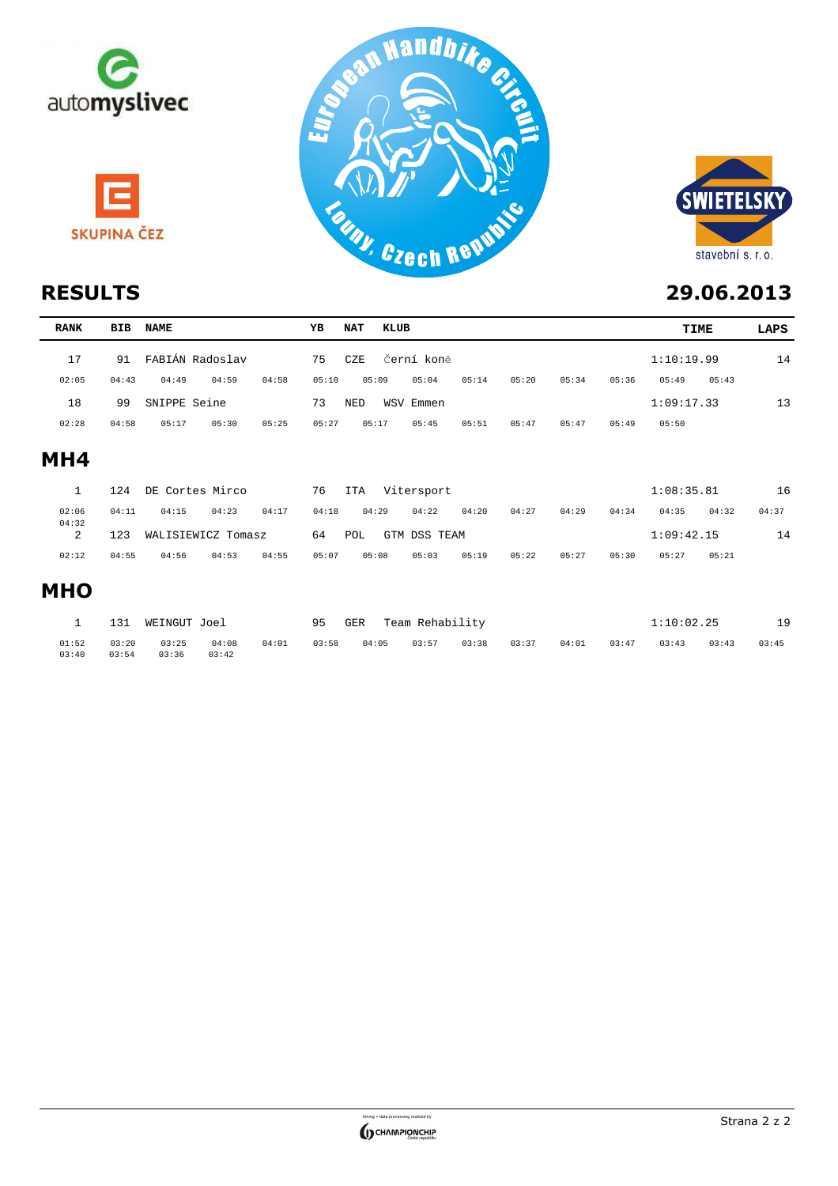# RESULTS

**29.06.2013**

| RANK | BIB | NAME | YB | NAT | KLUB | TIME | LAPS |
|---|---|---|---|---|---|---|---|
| 17 | 91 | FABIÁN Radoslav | 75 | CZE | Černí koně | 1:10:19.99 | 14 |

02:05 04:43 04:49 04:59 04:58 05:10 05:09 05:04 05:14 05:20 05:34 05:36 05:49 05:43

| RANK | BIB | NAME | YB | NAT | KLUB | TIME | LAPS |
|---|---|---|---|---|---|---|---|
| 18 | 99 | SNIPPE Seine | 73 | NED | WSV Emmen | 1:09:17.33 | 13 |

02:28 04:58 05:17 05:30 05:25 05:27 05:17 05:45 05:51 05:47 05:47 05:49 05:50

## MH4

| RANK | BIB | NAME | YB | NAT | KLUB | TIME | LAPS |
|---|---|---|---|---|---|---|---|
| 1 | 124 | DE Cortes Mirco | 76 | ITA | Vitersport | 1:08:35.81 | 16 |

02:06 04:11 04:15 04:23 04:17 04:18 04:29 04:22 04:20 04:27 04:29 04:34 04:35 04:32 04:37 04:32

| RANK | BIB | NAME | YB | NAT | KLUB | TIME | LAPS |
|---|---|---|---|---|---|---|---|
| 2 | 123 | WALISIEWICZ Tomasz | 64 | POL | GTM DSS TEAM | 1:09:42.15 | 14 |

02:12 04:55 04:56 04:53 04:55 05:07 05:08 05:03 05:19 05:22 05:27 05:30 05:27 05:21

## MHO

| RANK | BIB | NAME | YB | NAT | KLUB | TIME | LAPS |
|---|---|---|---|---|---|---|---|
| 1 | 131 | WEINGUT Joel | 95 | GER | Team Rehability | 1:10:02.25 | 19 |

01:52 03:20 03:25 04:08 04:01 03:58 04:05 03:57 03:38 03:37 04:01 03:47 03:43 03:43 03:45 03:40 03:54 03:36 03:42

timing + data processing realized by CHAMPIONCHIP